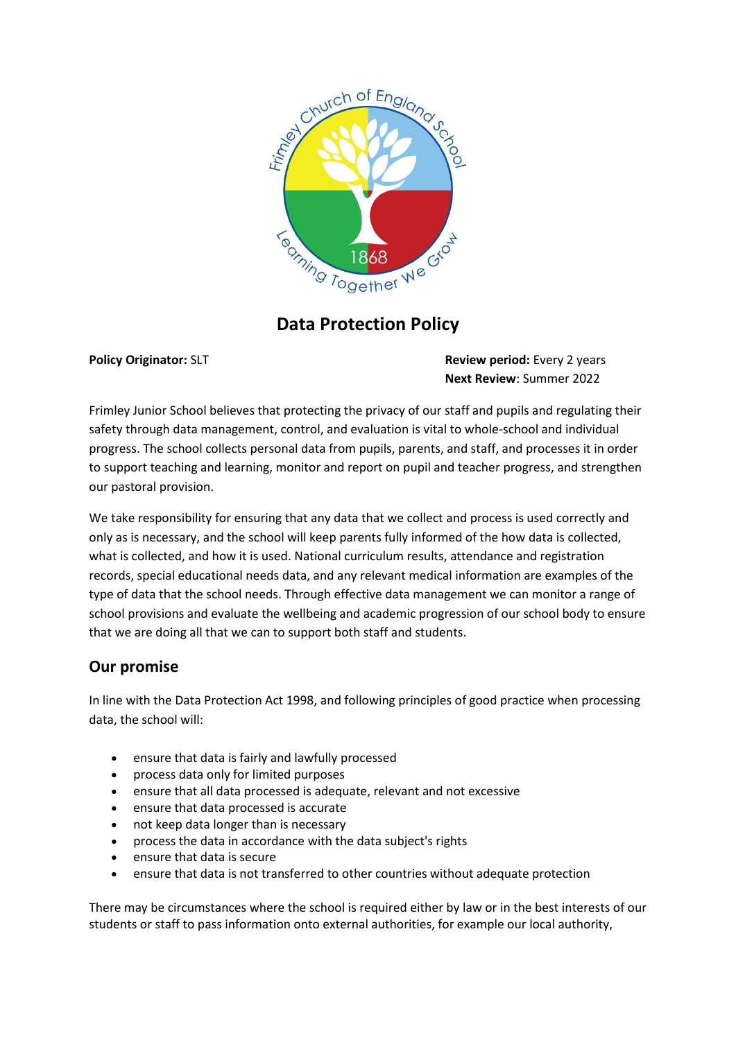# Data Protection Policy

**Policy Originator:** SLT

**Review period:** Every 2 years
**Next Review**: Summer 2022

Frimley Junior School believes that protecting the privacy of our staff and pupils and regulating their safety through data management, control, and evaluation is vital to whole-school and individual progress. The school collects personal data from pupils, parents, and staff, and processes it in order to support teaching and learning, monitor and report on pupil and teacher progress, and strengthen our pastoral provision.

We take responsibility for ensuring that any data that we collect and process is used correctly and only as is necessary, and the school will keep parents fully informed of the how data is collected, what is collected, and how it is used. National curriculum results, attendance and registration records, special educational needs data, and any relevant medical information are examples of the type of data that the school needs. Through effective data management we can monitor a range of school provisions and evaluate the wellbeing and academic progression of our school body to ensure that we are doing all that we can to support both staff and students.

## Our promise

In line with the Data Protection Act 1998, and following principles of good practice when processing data, the school will:

- ensure that data is fairly and lawfully processed
- process data only for limited purposes
- ensure that all data processed is adequate, relevant and not excessive
- ensure that data processed is accurate
- not keep data longer than is necessary
- process the data in accordance with the data subject's rights
- ensure that data is secure
- ensure that data is not transferred to other countries without adequate protection

There may be circumstances where the school is required either by law or in the best interests of our students or staff to pass information onto external authorities, for example our local authority,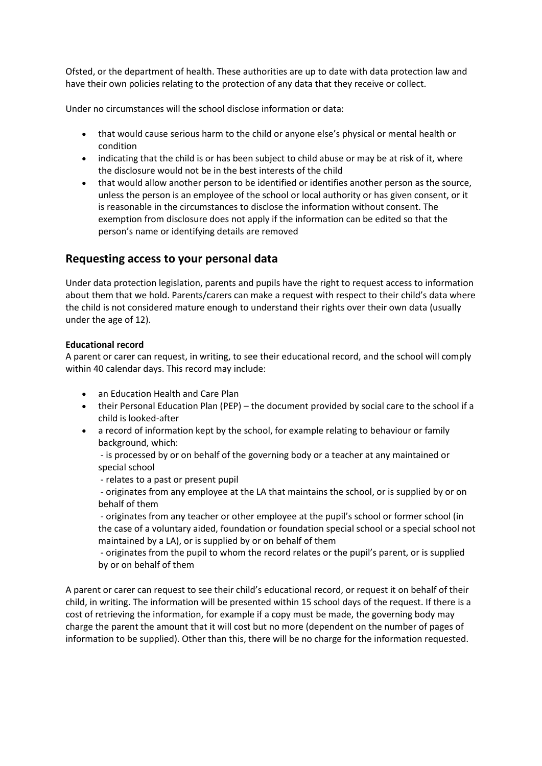Ofsted, or the department of health. These authorities are up to date with data protection law and have their own policies relating to the protection of any data that they receive or collect.

Under no circumstances will the school disclose information or data:

- that would cause serious harm to the child or anyone else's physical or mental health or condition
- indicating that the child is or has been subject to child abuse or may be at risk of it, where the disclosure would not be in the best interests of the child
- that would allow another person to be identified or identifies another person as the source, unless the person is an employee of the school or local authority or has given consent, or it is reasonable in the circumstances to disclose the information without consent. The exemption from disclosure does not apply if the information can be edited so that the person's name or identifying details are removed

## Requesting access to your personal data

Under data protection legislation, parents and pupils have the right to request access to information about them that we hold. Parents/carers can make a request with respect to their child's data where the child is not considered mature enough to understand their rights over their own data (usually under the age of 12).

**Educational record**

A parent or carer can request, in writing, to see their educational record, and the school will comply within 40 calendar days. This record may include:

- an Education Health and Care Plan
- their Personal Education Plan (PEP) – the document provided by social care to the school if a child is looked-after
- a record of information kept by the school, for example relating to behaviour or family background, which:
  - is processed by or on behalf of the governing body or a teacher at any maintained or special school
  - relates to a past or present pupil
  - originates from any employee at the LA that maintains the school, or is supplied by or on behalf of them
  - originates from any teacher or other employee at the pupil's school or former school (in the case of a voluntary aided, foundation or foundation special school or a special school not maintained by a LA), or is supplied by or on behalf of them
  - originates from the pupil to whom the record relates or the pupil's parent, or is supplied by or on behalf of them

A parent or carer can request to see their child's educational record, or request it on behalf of their child, in writing. The information will be presented within 15 school days of the request. If there is a cost of retrieving the information, for example if a copy must be made, the governing body may charge the parent the amount that it will cost but no more (dependent on the number of pages of information to be supplied). Other than this, there will be no charge for the information requested.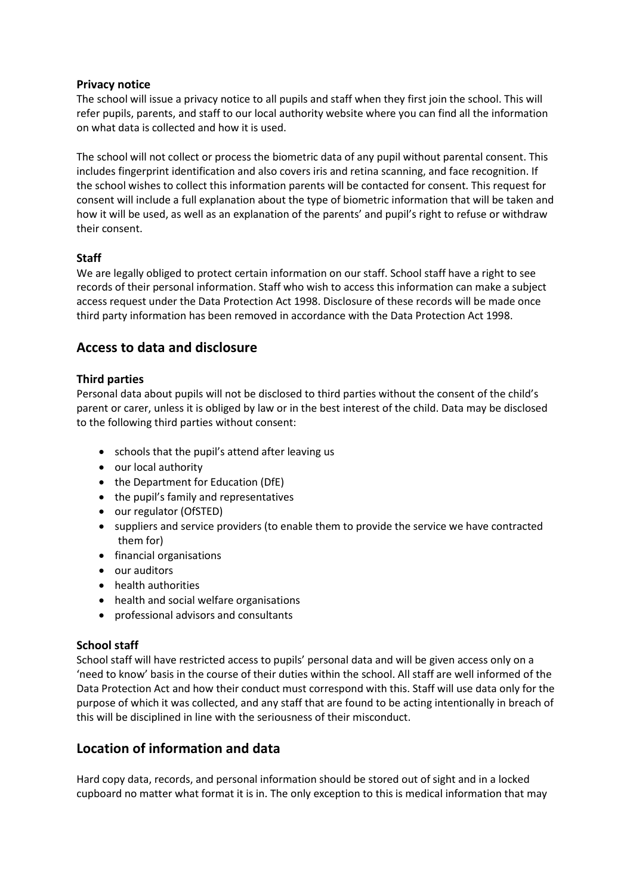### Privacy notice

The school will issue a privacy notice to all pupils and staff when they first join the school. This will refer pupils, parents, and staff to our local authority website where you can find all the information on what data is collected and how it is used.

The school will not collect or process the biometric data of any pupil without parental consent. This includes fingerprint identification and also covers iris and retina scanning, and face recognition. If the school wishes to collect this information parents will be contacted for consent. This request for consent will include a full explanation about the type of biometric information that will be taken and how it will be used, as well as an explanation of the parents' and pupil's right to refuse or withdraw their consent.

### Staff

We are legally obliged to protect certain information on our staff. School staff have a right to see records of their personal information. Staff who wish to access this information can make a subject access request under the Data Protection Act 1998. Disclosure of these records will be made once third party information has been removed in accordance with the Data Protection Act 1998.

## Access to data and disclosure

### Third parties

Personal data about pupils will not be disclosed to third parties without the consent of the child's parent or carer, unless it is obliged by law or in the best interest of the child. Data may be disclosed to the following third parties without consent:

- schools that the pupil's attend after leaving us
- our local authority
- the Department for Education (DfE)
- the pupil's family and representatives
- our regulator (OfSTED)
- suppliers and service providers (to enable them to provide the service we have contracted them for)
- financial organisations
- our auditors
- health authorities
- health and social welfare organisations
- professional advisors and consultants

### School staff

School staff will have restricted access to pupils' personal data and will be given access only on a 'need to know' basis in the course of their duties within the school. All staff are well informed of the Data Protection Act and how their conduct must correspond with this. Staff will use data only for the purpose of which it was collected, and any staff that are found to be acting intentionally in breach of this will be disciplined in line with the seriousness of their misconduct.

## Location of information and data

Hard copy data, records, and personal information should be stored out of sight and in a locked cupboard no matter what format it is in. The only exception to this is medical information that may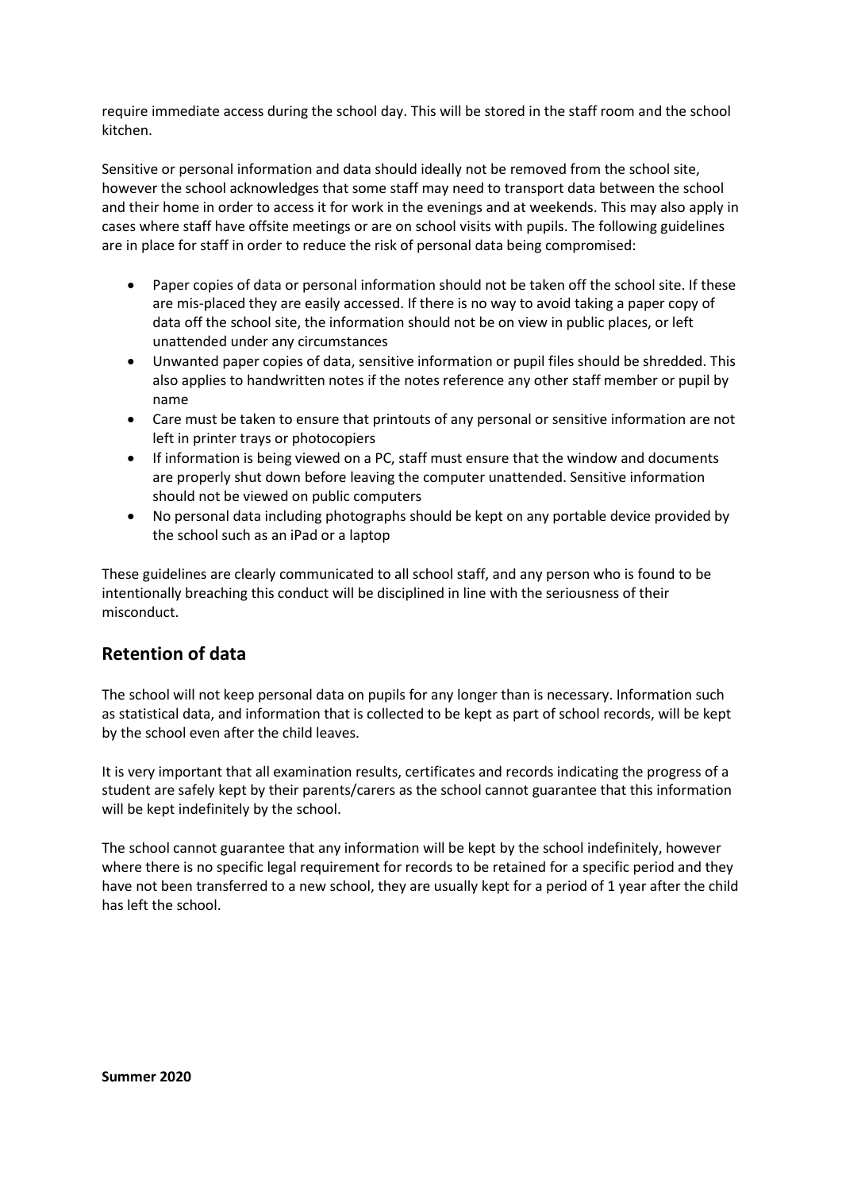require immediate access during the school day. This will be stored in the staff room and the school kitchen.

Sensitive or personal information and data should ideally not be removed from the school site, however the school acknowledges that some staff may need to transport data between the school and their home in order to access it for work in the evenings and at weekends. This may also apply in cases where staff have offsite meetings or are on school visits with pupils. The following guidelines are in place for staff in order to reduce the risk of personal data being compromised:

- Paper copies of data or personal information should not be taken off the school site. If these are mis-placed they are easily accessed. If there is no way to avoid taking a paper copy of data off the school site, the information should not be on view in public places, or left unattended under any circumstances
- Unwanted paper copies of data, sensitive information or pupil files should be shredded. This also applies to handwritten notes if the notes reference any other staff member or pupil by name
- Care must be taken to ensure that printouts of any personal or sensitive information are not left in printer trays or photocopiers
- If information is being viewed on a PC, staff must ensure that the window and documents are properly shut down before leaving the computer unattended. Sensitive information should not be viewed on public computers
- No personal data including photographs should be kept on any portable device provided by the school such as an iPad or a laptop

These guidelines are clearly communicated to all school staff, and any person who is found to be intentionally breaching this conduct will be disciplined in line with the seriousness of their misconduct.

## Retention of data

The school will not keep personal data on pupils for any longer than is necessary. Information such as statistical data, and information that is collected to be kept as part of school records, will be kept by the school even after the child leaves.

It is very important that all examination results, certificates and records indicating the progress of a student are safely kept by their parents/carers as the school cannot guarantee that this information will be kept indefinitely by the school.

The school cannot guarantee that any information will be kept by the school indefinitely, however where there is no specific legal requirement for records to be retained for a specific period and they have not been transferred to a new school, they are usually kept for a period of 1 year after the child has left the school.

**Summer 2020**